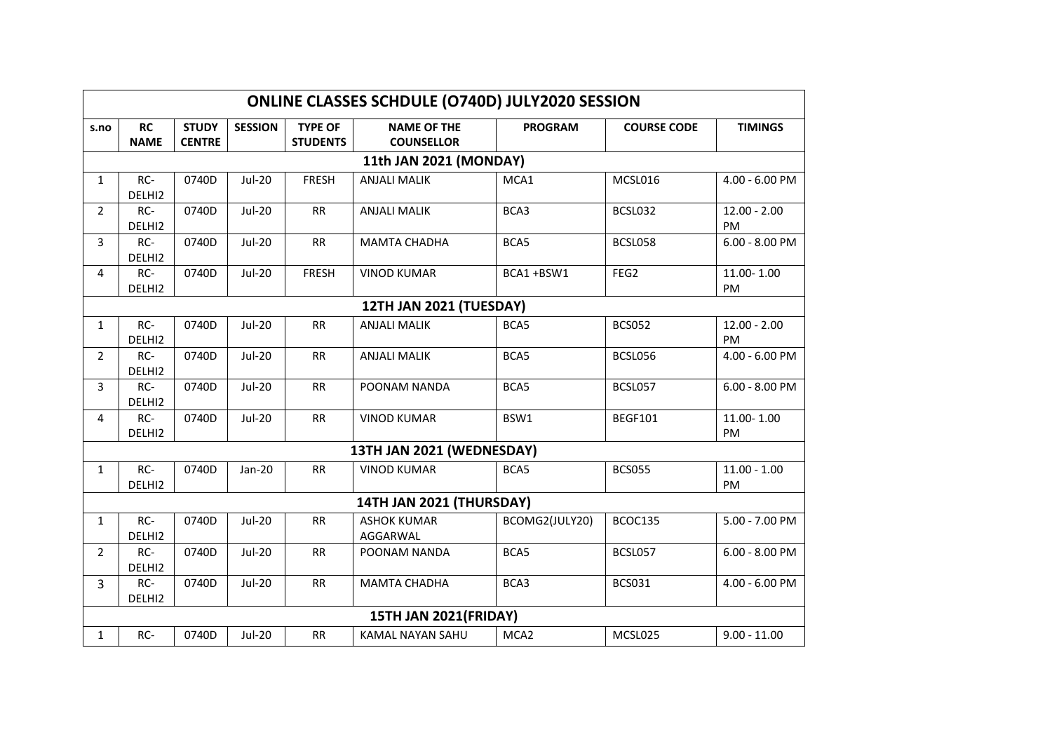| ONLINE CLASSES SCHDULE (O740D) JULY2020 SESSION | | | | | | | | |
|---|---|---|---|---|---|---|---|---|
| **s.no** | **RC NAME** | **STUDY CENTRE** | **SESSION** | **TYPE OF STUDENTS** | **NAME OF THE COUNSELLOR** | **PROGRAM** | **COURSE CODE** | **TIMINGS** |
| **11th JAN 2021 (MONDAY)** | | | | | | | | |
| 1 | RC-DELHI2 | 0740D | Jul-20 | FRESH | ANJALI MALIK | MCA1 | MCSL016 | 4.00 - 6.00 PM |
| 2 | RC-DELHI2 | 0740D | Jul-20 | RR | ANJALI MALIK | BCA3 | BCSL032 | 12.00 - 2.00 PM |
| 3 | RC-DELHI2 | 0740D | Jul-20 | RR | MAMTA CHADHA | BCA5 | BCSL058 | 6.00 - 8.00 PM |
| 4 | RC-DELHI2 | 0740D | Jul-20 | FRESH | VINOD KUMAR | BCA1 +BSW1 | FEG2 | 11.00- 1.00 PM |
| **12TH JAN 2021 (TUESDAY)** | | | | | | | | |
| 1 | RC-DELHI2 | 0740D | Jul-20 | RR | ANJALI MALIK | BCA5 | BCS052 | 12.00 - 2.00 PM |
| 2 | RC-DELHI2 | 0740D | Jul-20 | RR | ANJALI MALIK | BCA5 | BCSL056 | 4.00 - 6.00 PM |
| 3 | RC-DELHI2 | 0740D | Jul-20 | RR | POONAM NANDA | BCA5 | BCSL057 | 6.00 - 8.00 PM |
| 4 | RC-DELHI2 | 0740D | Jul-20 | RR | VINOD KUMAR | BSW1 | BEGF101 | 11.00- 1.00 PM |
| **13TH JAN 2021 (WEDNESDAY)** | | | | | | | | |
| 1 | RC-DELHI2 | 0740D | Jan-20 | RR | VINOD KUMAR | BCA5 | BCS055 | 11.00 - 1.00 PM |
| **14TH JAN 2021 (THURSDAY)** | | | | | | | | |
| 1 | RC-DELHI2 | 0740D | Jul-20 | RR | ASHOK KUMAR AGGARWAL | BCOMG2(JULY20) | BCOC135 | 5.00 - 7.00 PM |
| 2 | RC-DELHI2 | 0740D | Jul-20 | RR | POONAM NANDA | BCA5 | BCSL057 | 6.00 - 8.00 PM |
| 3 | RC-DELHI2 | 0740D | Jul-20 | RR | MAMTA CHADHA | BCA3 | BCS031 | 4.00 - 6.00 PM |
| **15TH JAN 2021(FRIDAY)** | | | | | | | | |
| 1 | RC- | 0740D | Jul-20 | RR | KAMAL NAYAN SAHU | MCA2 | MCSL025 | 9.00 - 11.00 |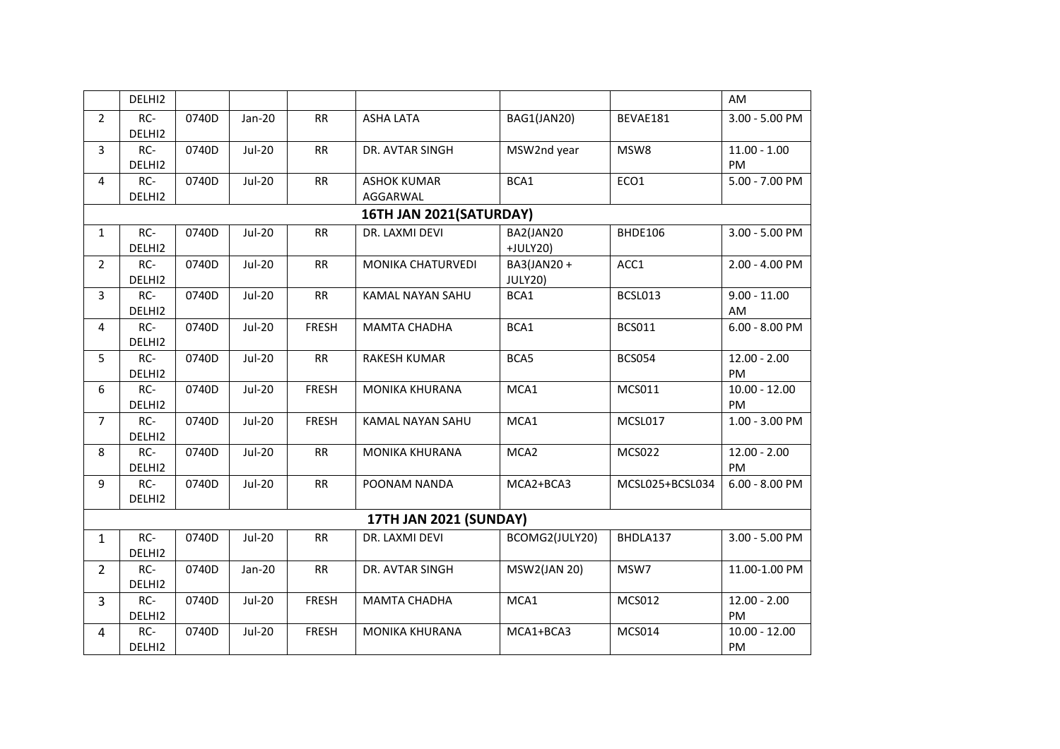| | DELHI2 | | | | | | | AM |
|---|---|---|---|---|---|---|---|---|
| 2 | RC-DELHI2 | 0740D | Jan-20 | RR | ASHA LATA | BAG1(JAN20) | BEVAE181 | 3.00 - 5.00 PM |
| 3 | RC-DELHI2 | 0740D | Jul-20 | RR | DR. AVTAR SINGH | MSW2nd year | MSW8 | 11.00 - 1.00 PM |
| 4 | RC-DELHI2 | 0740D | Jul-20 | RR | ASHOK KUMAR AGGARWAL | BCA1 | ECO1 | 5.00 - 7.00 PM |
| **16TH JAN 2021(SATURDAY)** | | | | | | | | |
| 1 | RC-DELHI2 | 0740D | Jul-20 | RR | DR. LAXMI DEVI | BA2(JAN20 +JULY20) | BHDE106 | 3.00 - 5.00 PM |
| 2 | RC-DELHI2 | 0740D | Jul-20 | RR | MONIKA CHATURVEDI | BA3(JAN20 + JULY20) | ACC1 | 2.00 - 4.00 PM |
| 3 | RC-DELHI2 | 0740D | Jul-20 | RR | KAMAL NAYAN SAHU | BCA1 | BCSL013 | 9.00 - 11.00 AM |
| 4 | RC-DELHI2 | 0740D | Jul-20 | FRESH | MAMTA CHADHA | BCA1 | BCS011 | 6.00 - 8.00 PM |
| 5 | RC-DELHI2 | 0740D | Jul-20 | RR | RAKESH KUMAR | BCA5 | BCS054 | 12.00 - 2.00 PM |
| 6 | RC-DELHI2 | 0740D | Jul-20 | FRESH | MONIKA KHURANA | MCA1 | MCS011 | 10.00 - 12.00 PM |
| 7 | RC-DELHI2 | 0740D | Jul-20 | FRESH | KAMAL NAYAN SAHU | MCA1 | MCSL017 | 1.00 - 3.00 PM |
| 8 | RC-DELHI2 | 0740D | Jul-20 | RR | MONIKA KHURANA | MCA2 | MCS022 | 12.00 - 2.00 PM |
| 9 | RC-DELHI2 | 0740D | Jul-20 | RR | POONAM NANDA | MCA2+BCA3 | MCSL025+BCSL034 | 6.00 - 8.00 PM |
| **17TH JAN 2021 (SUNDAY)** | | | | | | | | |
| 1 | RC-DELHI2 | 0740D | Jul-20 | RR | DR. LAXMI DEVI | BCOMG2(JULY20) | BHDLA137 | 3.00 - 5.00 PM |
| 2 | RC-DELHI2 | 0740D | Jan-20 | RR | DR. AVTAR SINGH | MSW2(JAN 20) | MSW7 | 11.00-1.00 PM |
| 3 | RC-DELHI2 | 0740D | Jul-20 | FRESH | MAMTA CHADHA | MCA1 | MCS012 | 12.00 - 2.00 PM |
| 4 | RC-DELHI2 | 0740D | Jul-20 | FRESH | MONIKA KHURANA | MCA1+BCA3 | MCS014 | 10.00 - 12.00 PM |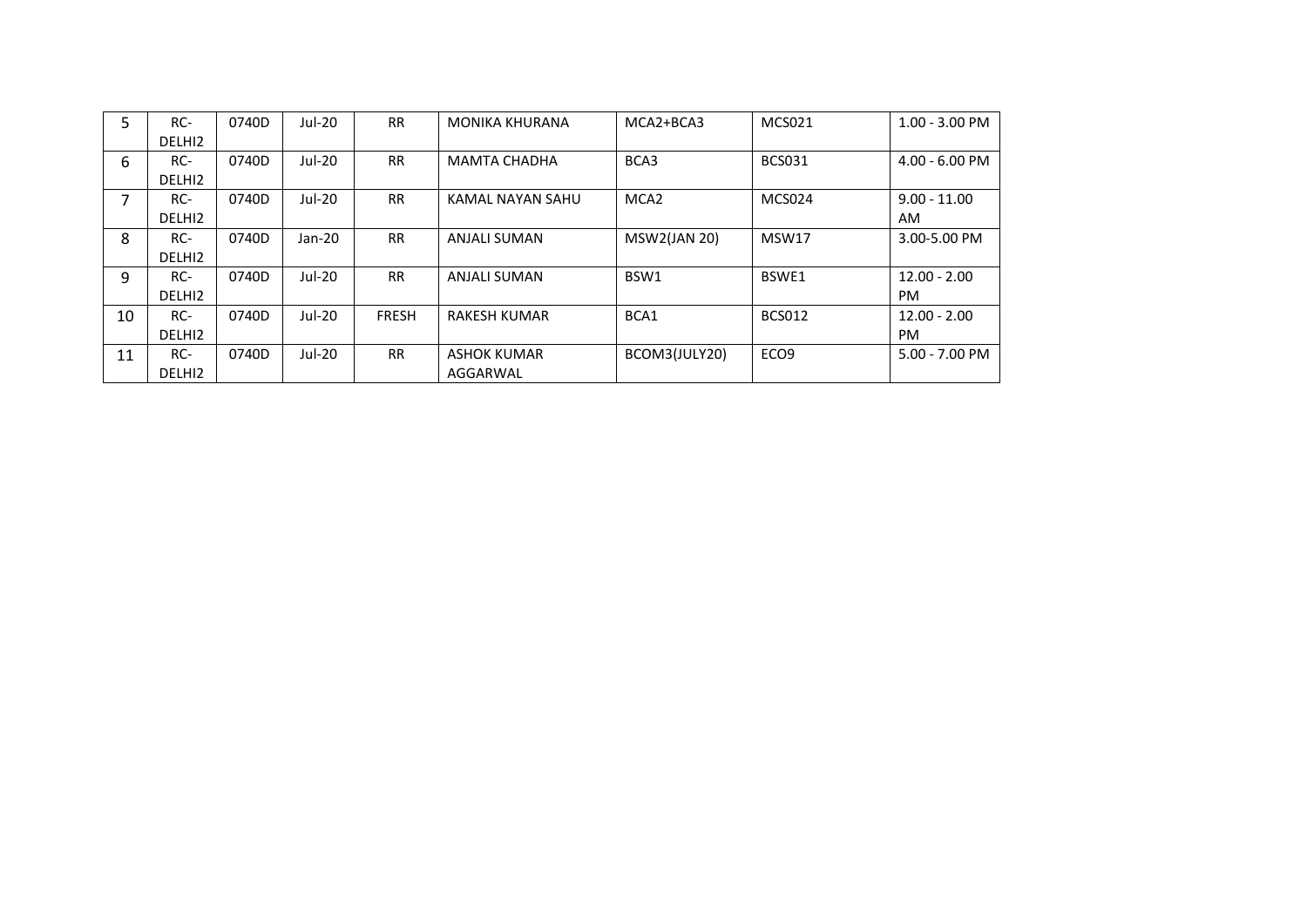| | | | | | | | | |
|---|---|---|---|---|---|---|---|---|
| 5 | RC-DELHI2 | 0740D | Jul-20 | RR | MONIKA KHURANA | MCA2+BCA3 | MCS021 | 1.00 - 3.00 PM |
| 6 | RC-DELHI2 | 0740D | Jul-20 | RR | MAMTA CHADHA | BCA3 | BCS031 | 4.00 - 6.00 PM |
| 7 | RC-DELHI2 | 0740D | Jul-20 | RR | KAMAL NAYAN SAHU | MCA2 | MCS024 | 9.00 - 11.00 AM |
| 8 | RC-DELHI2 | 0740D | Jan-20 | RR | ANJALI SUMAN | MSW2(JAN 20) | MSW17 | 3.00-5.00 PM |
| 9 | RC-DELHI2 | 0740D | Jul-20 | RR | ANJALI SUMAN | BSW1 | BSWE1 | 12.00 - 2.00 PM |
| 10 | RC-DELHI2 | 0740D | Jul-20 | FRESH | RAKESH KUMAR | BCA1 | BCS012 | 12.00 - 2.00 PM |
| 11 | RC-DELHI2 | 0740D | Jul-20 | RR | ASHOK KUMAR AGGARWAL | BCOM3(JULY20) | ECO9 | 5.00 - 7.00 PM |